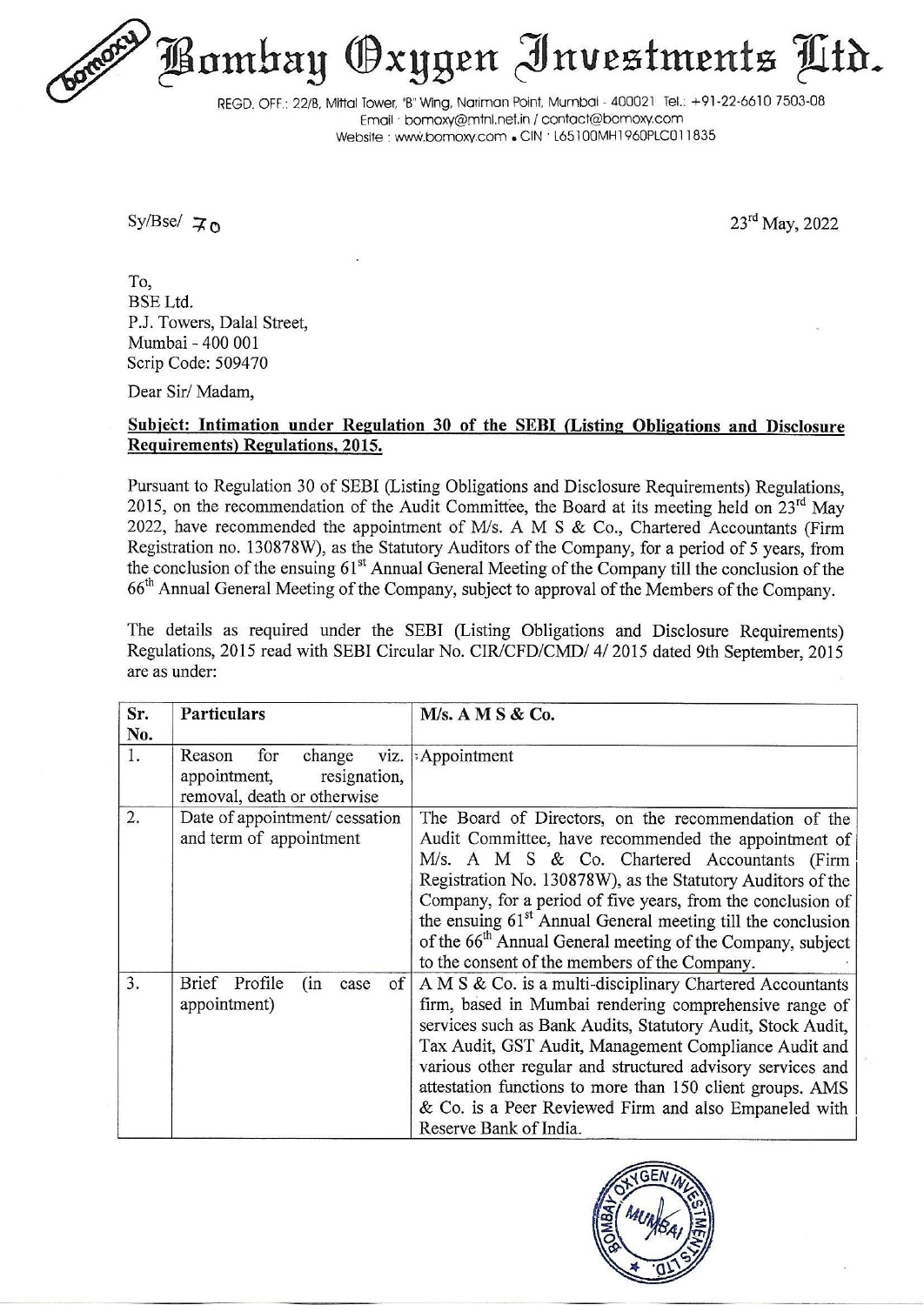# Bombay Oxygen Investments Ltd.

REGD. OFF.: 22/B, Mittal Tower, "B" Wing, Nariman Point, Mumbai - 400021 Tel.: +91-22-6610 7503-08
Email : bomoxy@mtnl.net.in / contact@bomoxy.com
Website : www.bomoxy.com • CIN : L65100MH1960PLC011835

Sy/Bse/ 70

23rd May, 2022

To,
BSE Ltd.
P.J. Towers, Dalal Street,
Mumbai - 400 001
Scrip Code: 509470

Dear Sir/ Madam,

**Subject: Intimation under Regulation 30 of the SEBI (Listing Obligations and Disclosure Requirements) Regulations, 2015.**

Pursuant to Regulation 30 of SEBI (Listing Obligations and Disclosure Requirements) Regulations, 2015, on the recommendation of the Audit Committee, the Board at its meeting held on 23rd May 2022, have recommended the appointment of M/s. A M S & Co., Chartered Accountants (Firm Registration no. 130878W), as the Statutory Auditors of the Company, for a period of 5 years, from the conclusion of the ensuing 61st Annual General Meeting of the Company till the conclusion of the 66th Annual General Meeting of the Company, subject to approval of the Members of the Company.

The details as required under the SEBI (Listing Obligations and Disclosure Requirements) Regulations, 2015 read with SEBI Circular No. CIR/CFD/CMD/ 4/ 2015 dated 9th September, 2015 are as under:

| Sr. No. | Particulars | M/s. A M S & Co. |
|---|---|---|
| 1. | Reason for change viz. appointment, resignation, removal, death or otherwise | Appointment |
| 2. | Date of appointment/ cessation and term of appointment | The Board of Directors, on the recommendation of the Audit Committee, have recommended the appointment of M/s. A M S & Co. Chartered Accountants (Firm Registration No. 130878W), as the Statutory Auditors of the Company, for a period of five years, from the conclusion of the ensuing 61st Annual General meeting till the conclusion of the 66th Annual General meeting of the Company, subject to the consent of the members of the Company. |
| 3. | Brief Profile (in case of appointment) | A M S & Co. is a multi-disciplinary Chartered Accountants firm, based in Mumbai rendering comprehensive range of services such as Bank Audits, Statutory Audit, Stock Audit, Tax Audit, GST Audit, Management Compliance Audit and various other regular and structured advisory services and attestation functions to more than 150 client groups. AMS & Co. is a Peer Reviewed Firm and also Empaneled with Reserve Bank of India. |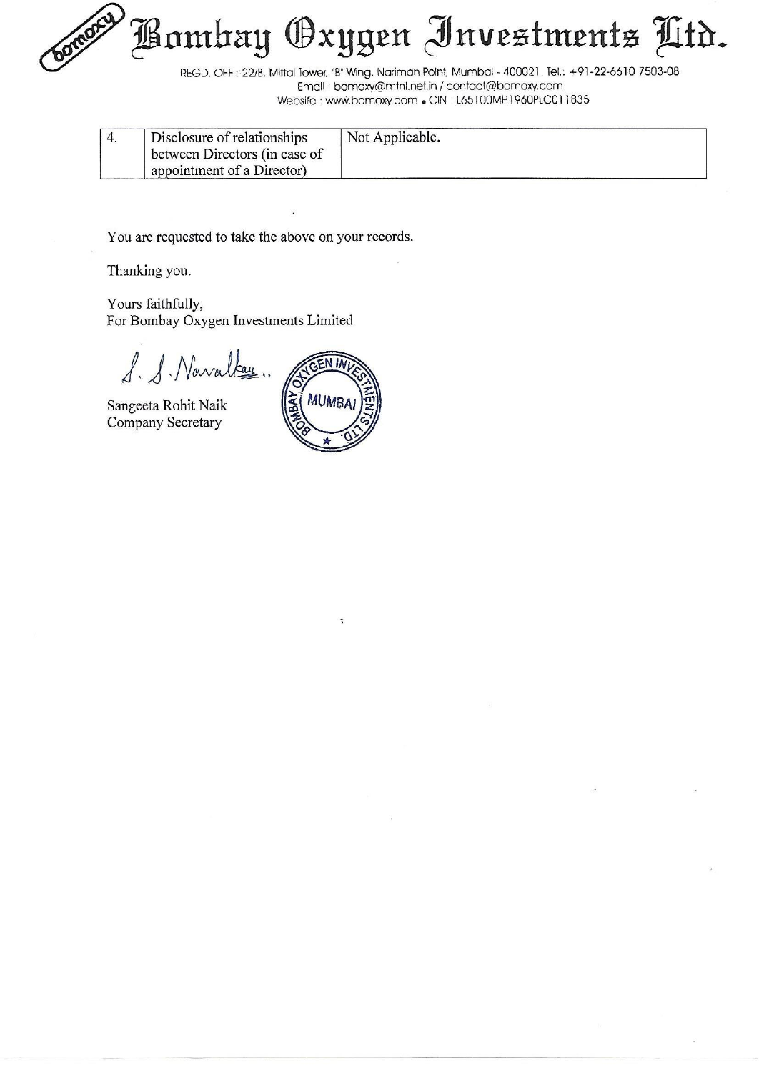# Bombay Oxygen Investments Ltd.

REGD. OFF.: 22/B, Mittal Tower, "B" Wing, Nariman Point, Mumbai - 400021. Tel.: +91-22-6610 7503-08
Email : bomoxy@mtnl.net.in / contact@bomoxy.com
Website : www.bomoxy.com • CIN : L65100MH1960PLC011835

| | | |
|---|---|---|
| 4. | Disclosure of relationships between Directors (in case of appointment of a Director) | Not Applicable. |

You are requested to take the above on your records.

Thanking you.

Yours faithfully,
For Bombay Oxygen Investments Limited

Sangeeta Rohit Naik
Company Secretary